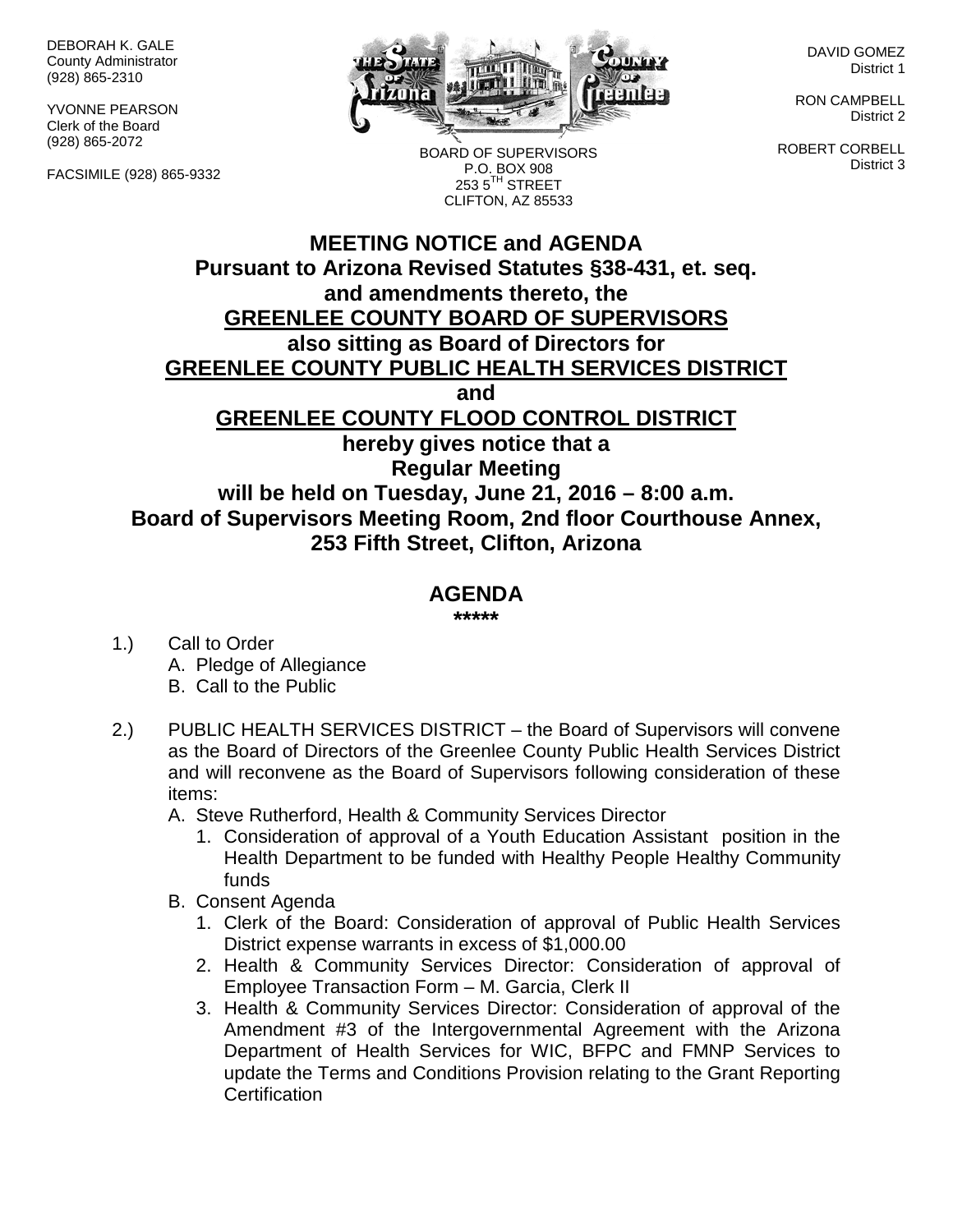DEBORAH K. GALE
County Administrator
(928) 865-2310

YVONNE PEARSON
Clerk of the Board
(928) 865-2072

FACSIMILE (928) 865-9332

BOARD OF SUPERVISORS
P.O. BOX 908
253 5TH STREET
CLIFTON, AZ 85533

DAVID GOMEZ
District 1

RON CAMPBELL
District 2

ROBERT CORBELL
District 3

# MEETING NOTICE and AGENDA

**Pursuant to Arizona Revised Statutes §38-431, et. seq. and amendments thereto, the**
**GREENLEE COUNTY BOARD OF SUPERVISORS**
**also sitting as Board of Directors for**
**GREENLEE COUNTY PUBLIC HEALTH SERVICES DISTRICT**
**and**
**GREENLEE COUNTY FLOOD CONTROL DISTRICT**
**hereby gives notice that a**
**Regular Meeting**
**will be held on Tuesday, June 21, 2016 – 8:00 a.m.**
**Board of Supervisors Meeting Room, 2nd floor Courthouse Annex, 253 Fifth Street, Clifton, Arizona**

## AGENDA

*****

1.) Call to Order
   A. Pledge of Allegiance
   B. Call to the Public

2.) PUBLIC HEALTH SERVICES DISTRICT – the Board of Supervisors will convene as the Board of Directors of the Greenlee County Public Health Services District and will reconvene as the Board of Supervisors following consideration of these items:
   A. Steve Rutherford, Health & Community Services Director
      1. Consideration of approval of a Youth Education Assistant position in the Health Department to be funded with Healthy People Healthy Community funds
   B. Consent Agenda
      1. Clerk of the Board: Consideration of approval of Public Health Services District expense warrants in excess of $1,000.00
      2. Health & Community Services Director: Consideration of approval of Employee Transaction Form – M. Garcia, Clerk II
      3. Health & Community Services Director: Consideration of approval of the Amendment #3 of the Intergovernmental Agreement with the Arizona Department of Health Services for WIC, BFPC and FMNP Services to update the Terms and Conditions Provision relating to the Grant Reporting Certification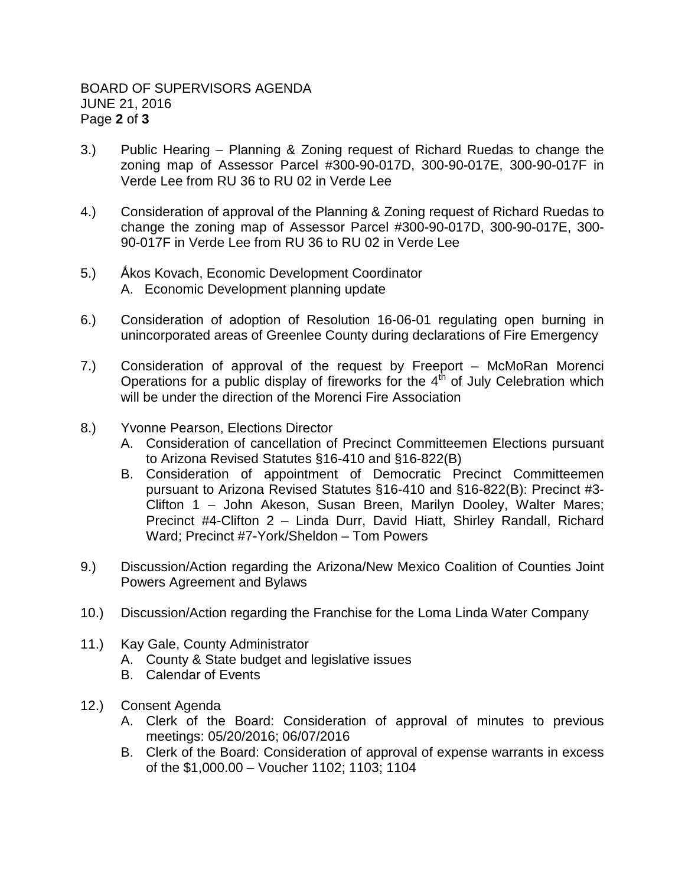3.) Public Hearing – Planning & Zoning request of Richard Ruedas to change the zoning map of Assessor Parcel #300-90-017D, 300-90-017E, 300-90-017F in Verde Lee from RU 36 to RU 02 in Verde Lee

4.) Consideration of approval of the Planning & Zoning request of Richard Ruedas to change the zoning map of Assessor Parcel #300-90-017D, 300-90-017E, 300-90-017F in Verde Lee from RU 36 to RU 02 in Verde Lee

5.) Ǻkos Kovach, Economic Development Coordinator
   - A. Economic Development planning update

6.) Consideration of adoption of Resolution 16-06-01 regulating open burning in unincorporated areas of Greenlee County during declarations of Fire Emergency

7.) Consideration of approval of the request by Freeport – McMoRan Morenci Operations for a public display of fireworks for the 4th of July Celebration which will be under the direction of the Morenci Fire Association

8.) Yvonne Pearson, Elections Director
   - A. Consideration of cancellation of Precinct Committeemen Elections pursuant to Arizona Revised Statutes §16-410 and §16-822(B)
   - B. Consideration of appointment of Democratic Precinct Committeemen pursuant to Arizona Revised Statutes §16-410 and §16-822(B): Precinct #3-Clifton 1 – John Akeson, Susan Breen, Marilyn Dooley, Walter Mares; Precinct #4-Clifton 2 – Linda Durr, David Hiatt, Shirley Randall, Richard Ward; Precinct #7-York/Sheldon – Tom Powers

9.) Discussion/Action regarding the Arizona/New Mexico Coalition of Counties Joint Powers Agreement and Bylaws

10.) Discussion/Action regarding the Franchise for the Loma Linda Water Company

11.) Kay Gale, County Administrator
   - A. County & State budget and legislative issues
   - B. Calendar of Events

12.) Consent Agenda
   - A. Clerk of the Board: Consideration of approval of minutes to previous meetings: 05/20/2016; 06/07/2016
   - B. Clerk of the Board: Consideration of approval of expense warrants in excess of the $1,000.00 – Voucher 1102; 1103; 1104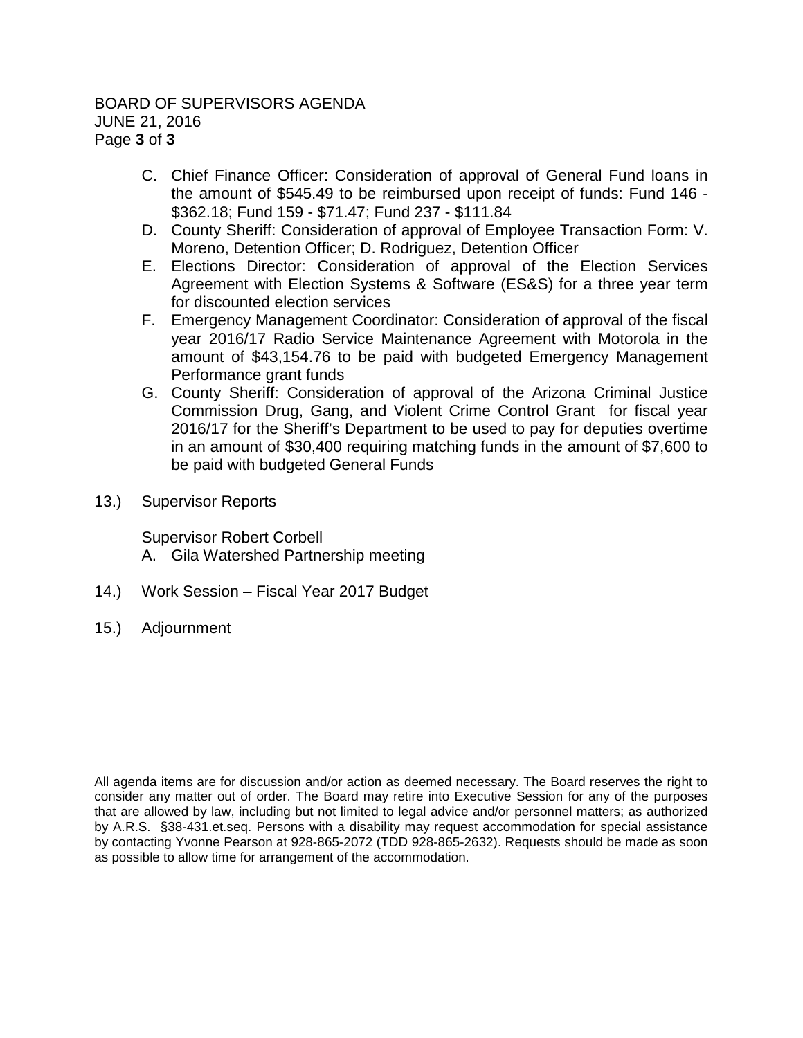C. Chief Finance Officer: Consideration of approval of General Fund loans in the amount of $545.49 to be reimbursed upon receipt of funds: Fund 146 - $362.18; Fund 159 - $71.47; Fund 237 - $111.84

D. County Sheriff: Consideration of approval of Employee Transaction Form: V. Moreno, Detention Officer; D. Rodriguez, Detention Officer

E. Elections Director: Consideration of approval of the Election Services Agreement with Election Systems & Software (ES&S) for a three year term for discounted election services

F. Emergency Management Coordinator: Consideration of approval of the fiscal year 2016/17 Radio Service Maintenance Agreement with Motorola in the amount of $43,154.76 to be paid with budgeted Emergency Management Performance grant funds

G. County Sheriff: Consideration of approval of the Arizona Criminal Justice Commission Drug, Gang, and Violent Crime Control Grant for fiscal year 2016/17 for the Sheriff's Department to be used to pay for deputies overtime in an amount of $30,400 requiring matching funds in the amount of $7,600 to be paid with budgeted General Funds

13.) Supervisor Reports

Supervisor Robert Corbell

A. Gila Watershed Partnership meeting

14.) Work Session – Fiscal Year 2017 Budget

15.) Adjournment

All agenda items are for discussion and/or action as deemed necessary. The Board reserves the right to consider any matter out of order. The Board may retire into Executive Session for any of the purposes that are allowed by law, including but not limited to legal advice and/or personnel matters; as authorized by A.R.S. §38-431.et.seq. Persons with a disability may request accommodation for special assistance by contacting Yvonne Pearson at 928-865-2072 (TDD 928-865-2632). Requests should be made as soon as possible to allow time for arrangement of the accommodation.